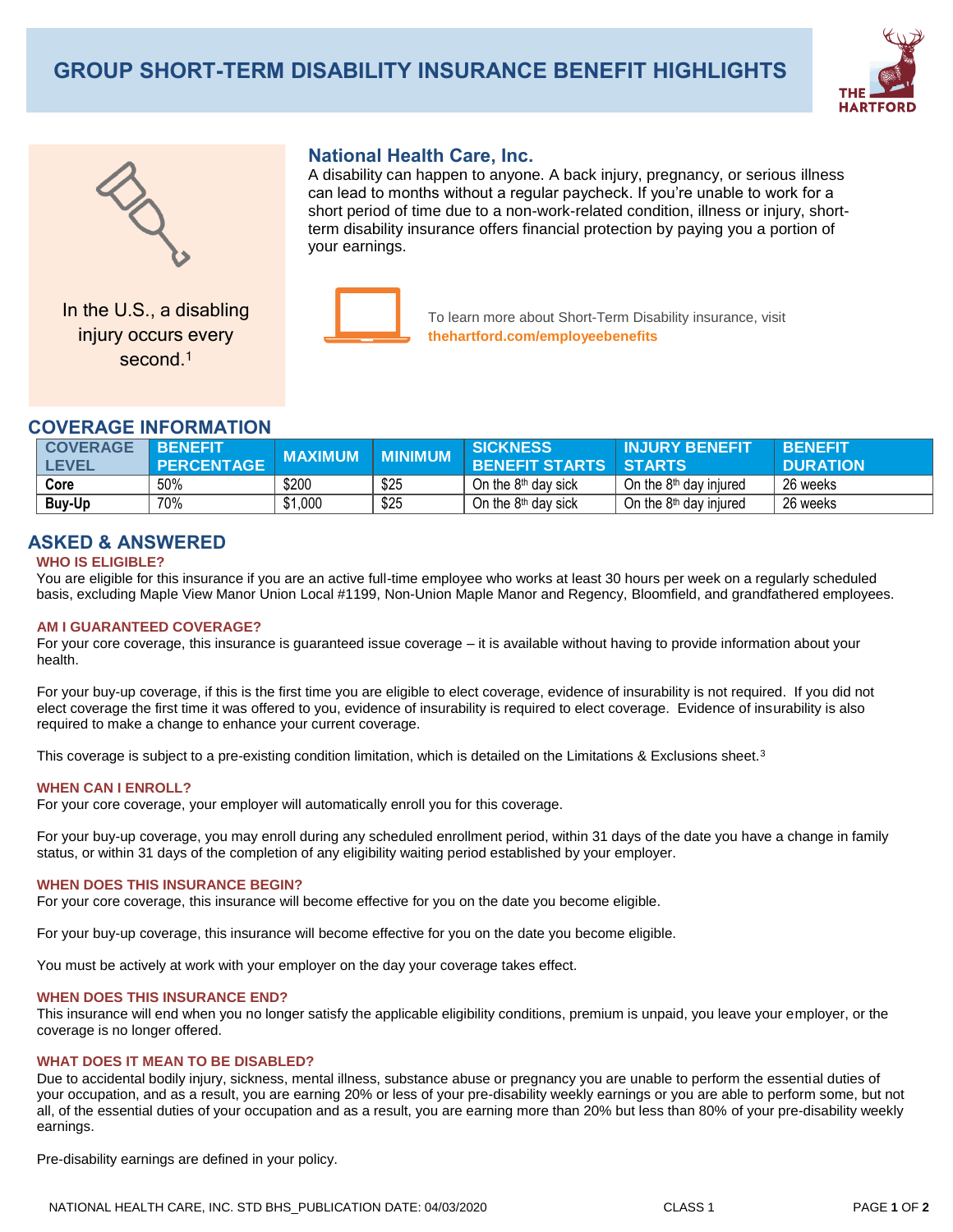# GROUP SHORT-TERM DISABILITY INSURANCE BENEFIT HIGHLIGHTS

In the U.S., a disabling injury occurs every second.[1]

## National Health Care, Inc.

A disability can happen to anyone. A back injury, pregnancy, or serious illness can lead to months without a regular paycheck. If you're unable to work for a short period of time due to a non-work-related condition, illness or injury, short-term disability insurance offers financial protection by paying you a portion of your earnings.

To learn more about Short-Term Disability insurance, visit **thehartford.com/employeebenefits**

## COVERAGE INFORMATION

| COVERAGE LEVEL | BENEFIT PERCENTAGE | MAXIMUM | MINIMUM | SICKNESS BENEFIT STARTS | INJURY BENEFIT STARTS | BENEFIT DURATION |
|---|---|---|---|---|---|---|
| **Core** | 50% | $200 | $25 | On the 8th day sick | On the 8th day injured | 26 weeks |
| **Buy-Up** | 70% | $1,000 | $25 | On the 8th day sick | On the 8th day injured | 26 weeks |

## ASKED & ANSWERED

### WHO IS ELIGIBLE?

You are eligible for this insurance if you are an active full-time employee who works at least 30 hours per week on a regularly scheduled basis, excluding Maple View Manor Union Local #1199, Non-Union Maple Manor and Regency, Bloomfield, and grandfathered employees.

### AM I GUARANTEED COVERAGE?

For your core coverage, this insurance is guaranteed issue coverage – it is available without having to provide information about your health.

For your buy-up coverage, if this is the first time you are eligible to elect coverage, evidence of insurability is not required. If you did not elect coverage the first time it was offered to you, evidence of insurability is required to elect coverage. Evidence of insurability is also required to make a change to enhance your current coverage.

This coverage is subject to a pre-existing condition limitation, which is detailed on the Limitations & Exclusions sheet.[3]

### WHEN CAN I ENROLL?

For your core coverage, your employer will automatically enroll you for this coverage.

For your buy-up coverage, you may enroll during any scheduled enrollment period, within 31 days of the date you have a change in family status, or within 31 days of the completion of any eligibility waiting period established by your employer.

### WHEN DOES THIS INSURANCE BEGIN?

For your core coverage, this insurance will become effective for you on the date you become eligible.

For your buy-up coverage, this insurance will become effective for you on the date you become eligible.

You must be actively at work with your employer on the day your coverage takes effect.

### WHEN DOES THIS INSURANCE END?

This insurance will end when you no longer satisfy the applicable eligibility conditions, premium is unpaid, you leave your employer, or the coverage is no longer offered.

### WHAT DOES IT MEAN TO BE DISABLED?

Due to accidental bodily injury, sickness, mental illness, substance abuse or pregnancy you are unable to perform the essential duties of your occupation, and as a result, you are earning 20% or less of your pre-disability weekly earnings or you are able to perform some, but not all, of the essential duties of your occupation and as a result, you are earning more than 20% but less than 80% of your pre-disability weekly earnings.

Pre-disability earnings are defined in your policy.

NATIONAL HEALTH CARE, INC. STD BHS_PUBLICATION DATE: 04/03/2020 CLASS 1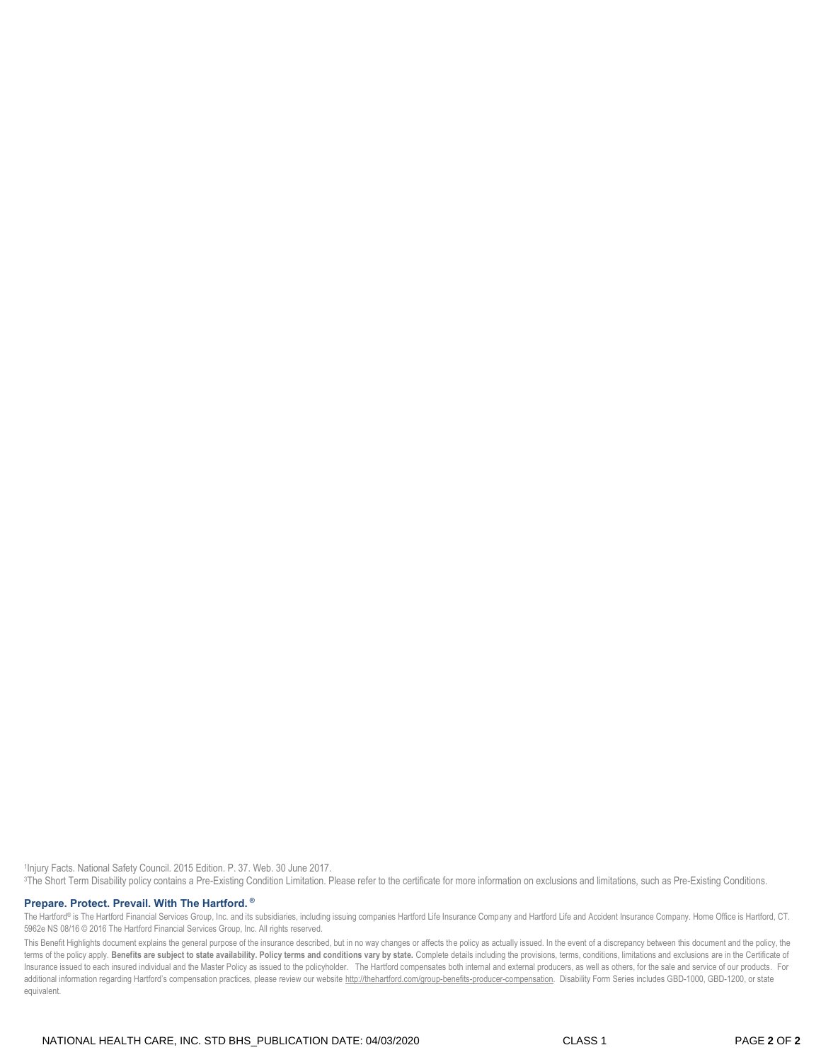[1]Injury Facts. National Safety Council. 2015 Edition. P. 37. Web. 30 June 2017.

[3]The Short Term Disability policy contains a Pre-Existing Condition Limitation. Please refer to the certificate for more information on exclusions and limitations, such as Pre-Existing Conditions.

**Prepare. Protect. Prevail. With The Hartford.®**

The Hartford® is The Hartford Financial Services Group, Inc. and its subsidiaries, including issuing companies Hartford Life Insurance Company and Hartford Life and Accident Insurance Company. Home Office is Hartford, CT. 5962e NS 08/16 © 2016 The Hartford Financial Services Group, Inc. All rights reserved.

This Benefit Highlights document explains the general purpose of the insurance described, but in no way changes or affects the policy as actually issued. In the event of a discrepancy between this document and the policy, the terms of the policy apply. **Benefits are subject to state availability. Policy terms and conditions vary by state.** Complete details including the provisions, terms, conditions, limitations and exclusions are in the Certificate of Insurance issued to each insured individual and the Master Policy as issued to the policyholder. The Hartford compensates both internal and external producers, as well as others, for the sale and service of our products. For additional information regarding Hartford's compensation practices, please review our website http://thehartford.com/group-benefits-producer-compensation. Disability Form Series includes GBD-1000, GBD-1200, or state equivalent.

NATIONAL HEALTH CARE, INC. STD BHS_PUBLICATION DATE: 04/03/2020 CLASS 1